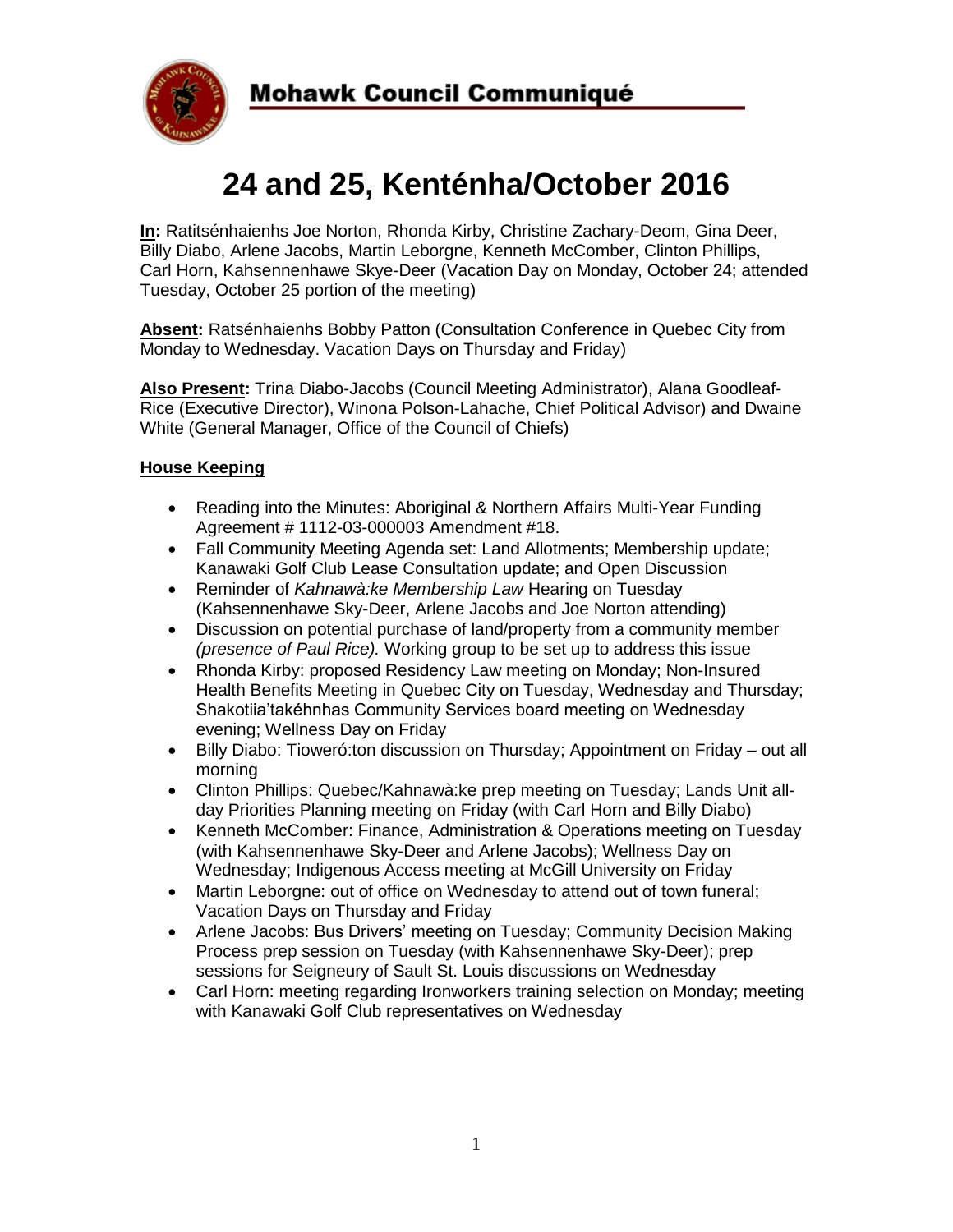# Mohawk Council Communiqué

# 24 and 25, Kenténha/October 2016

**In:** Ratitsénhaienhs Joe Norton, Rhonda Kirby, Christine Zachary-Deom, Gina Deer, Billy Diabo, Arlene Jacobs, Martin Leborgne, Kenneth McComber, Clinton Phillips, Carl Horn, Kahsennenhawe Skye-Deer (Vacation Day on Monday, October 24; attended Tuesday, October 25 portion of the meeting)

**Absent:** Ratsénhaienhs Bobby Patton (Consultation Conference in Quebec City from Monday to Wednesday. Vacation Days on Thursday and Friday)

**Also Present:** Trina Diabo-Jacobs (Council Meeting Administrator), Alana Goodleaf-Rice (Executive Director), Winona Polson-Lahache, Chief Political Advisor) and Dwaine White (General Manager, Office of the Council of Chiefs)

## House Keeping

- Reading into the Minutes: Aboriginal & Northern Affairs Multi-Year Funding Agreement # 1112-03-000003 Amendment #18.
- Fall Community Meeting Agenda set: Land Allotments; Membership update; Kanawaki Golf Club Lease Consultation update; and Open Discussion
- Reminder of *Kahnawà:ke Membership Law* Hearing on Tuesday (Kahsennenhawe Sky-Deer, Arlene Jacobs and Joe Norton attending)
- Discussion on potential purchase of land/property from a community member *(presence of Paul Rice).* Working group to be set up to address this issue
- Rhonda Kirby: proposed Residency Law meeting on Monday; Non-Insured Health Benefits Meeting in Quebec City on Tuesday, Wednesday and Thursday; Shakotiia'takéhnhas Community Services board meeting on Wednesday evening; Wellness Day on Friday
- Billy Diabo: Tioweró:ton discussion on Thursday; Appointment on Friday – out all morning
- Clinton Phillips: Quebec/Kahnawà:ke prep meeting on Tuesday; Lands Unit all-day Priorities Planning meeting on Friday (with Carl Horn and Billy Diabo)
- Kenneth McComber: Finance, Administration & Operations meeting on Tuesday (with Kahsennenhawe Sky-Deer and Arlene Jacobs); Wellness Day on Wednesday; Indigenous Access meeting at McGill University on Friday
- Martin Leborgne: out of office on Wednesday to attend out of town funeral; Vacation Days on Thursday and Friday
- Arlene Jacobs: Bus Drivers' meeting on Tuesday; Community Decision Making Process prep session on Tuesday (with Kahsennenhawe Sky-Deer); prep sessions for Seigneury of Sault St. Louis discussions on Wednesday
- Carl Horn: meeting regarding Ironworkers training selection on Monday; meeting with Kanawaki Golf Club representatives on Wednesday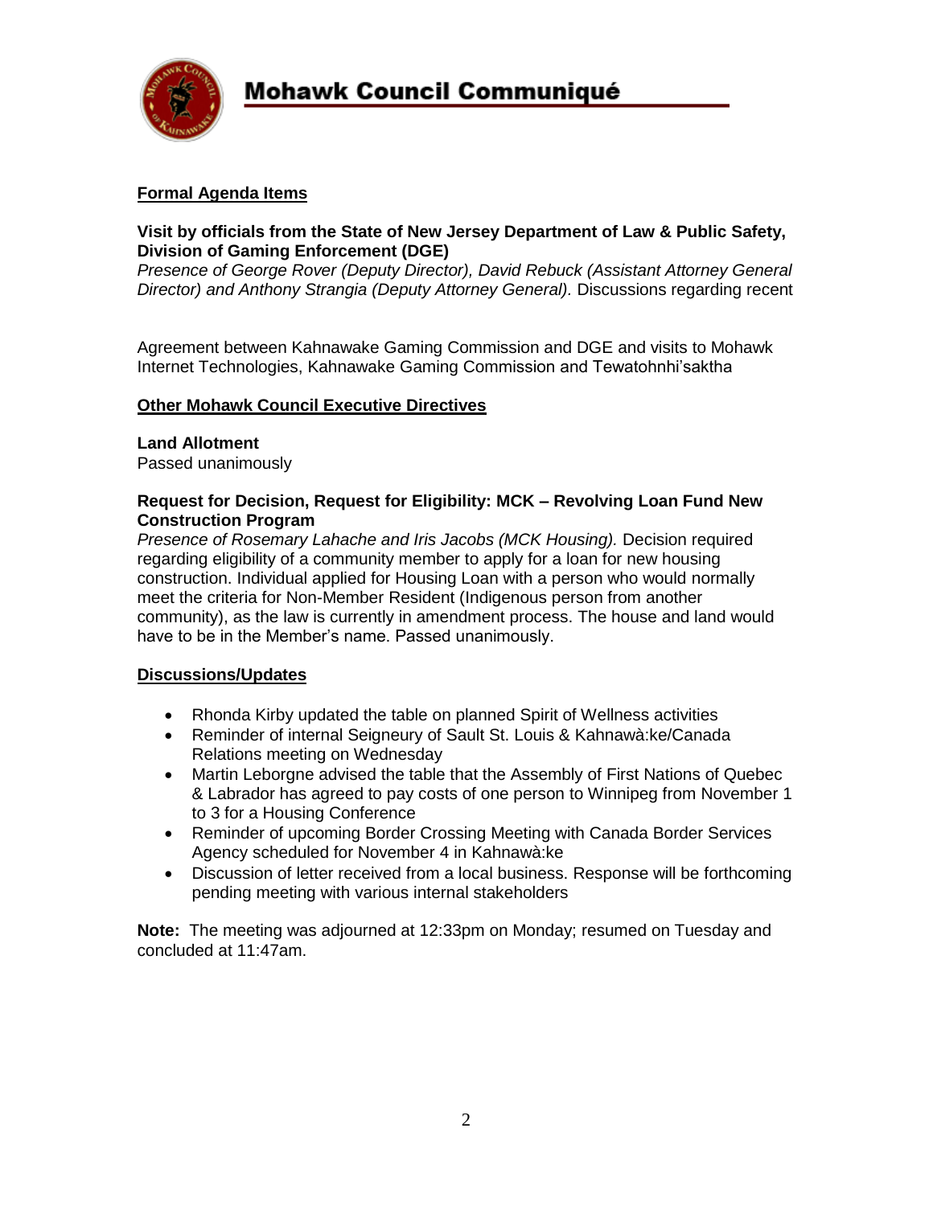## Formal Agenda Items

**Visit by officials from the State of New Jersey Department of Law & Public Safety, Division of Gaming Enforcement (DGE)**
*Presence of George Rover (Deputy Director), David Rebuck (Assistant Attorney General Director) and Anthony Strangia (Deputy Attorney General).* Discussions regarding recent

Agreement between Kahnawake Gaming Commission and DGE and visits to Mohawk Internet Technologies, Kahnawake Gaming Commission and Tewatohnhi'saktha

## Other Mohawk Council Executive Directives

**Land Allotment**
Passed unanimously

**Request for Decision, Request for Eligibility: MCK – Revolving Loan Fund New Construction Program**
*Presence of Rosemary Lahache and Iris Jacobs (MCK Housing).* Decision required regarding eligibility of a community member to apply for a loan for new housing construction. Individual applied for Housing Loan with a person who would normally meet the criteria for Non-Member Resident (Indigenous person from another community), as the law is currently in amendment process. The house and land would have to be in the Member's name. Passed unanimously.

## Discussions/Updates

- Rhonda Kirby updated the table on planned Spirit of Wellness activities
- Reminder of internal Seigneury of Sault St. Louis & Kahnawà:ke/Canada Relations meeting on Wednesday
- Martin Leborgne advised the table that the Assembly of First Nations of Quebec & Labrador has agreed to pay costs of one person to Winnipeg from November 1 to 3 for a Housing Conference
- Reminder of upcoming Border Crossing Meeting with Canada Border Services Agency scheduled for November 4 in Kahnawà:ke
- Discussion of letter received from a local business. Response will be forthcoming pending meeting with various internal stakeholders

**Note:** The meeting was adjourned at 12:33pm on Monday; resumed on Tuesday and concluded at 11:47am.